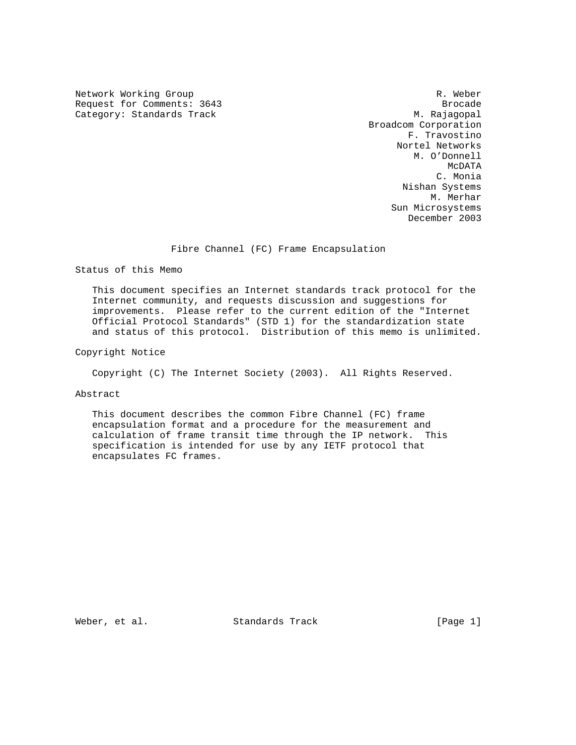Network Working Group R. Weber
Request for Comments: 3643 Brocade
Category: Standards Track M. Rajagopal
Broadcom Corporation
F. Travostino
Nortel Networks
M. O'Donnell
McDATA
C. Monia
Nishan Systems
M. Merhar
Sun Microsystems
December 2003

# Fibre Channel (FC) Frame Encapsulation

## Status of this Memo

This document specifies an Internet standards track protocol for the Internet community, and requests discussion and suggestions for improvements. Please refer to the current edition of the "Internet Official Protocol Standards" (STD 1) for the standardization state and status of this protocol. Distribution of this memo is unlimited.

## Copyright Notice

Copyright (C) The Internet Society (2003). All Rights Reserved.

## Abstract

This document describes the common Fibre Channel (FC) frame encapsulation format and a procedure for the measurement and calculation of frame transit time through the IP network. This specification is intended for use by any IETF protocol that encapsulates FC frames.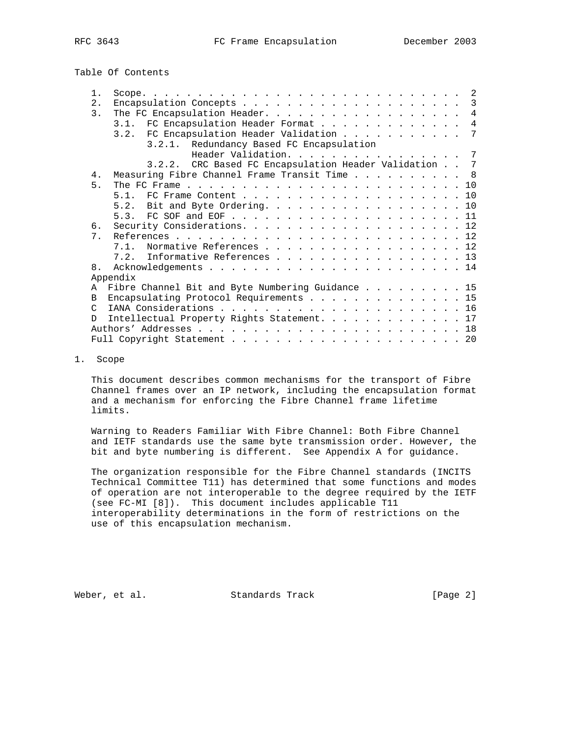Table Of Contents

```
   1.  Scope. . . . . . . . . . . . . . . . . . . . . . . . . . . . .  2
   2.  Encapsulation Concepts . . . . . . . . . . . . . . . . . . . .  3
   3.  The FC Encapsulation Header. . . . . . . . . . . . . . . . . .  4
       3.1.  FC Encapsulation Header Format . . . . . . . . . . . . .  4
       3.2.  FC Encapsulation Header Validation . . . . . . . . . . .  7
             3.2.1.  Redundancy Based FC Encapsulation
                     Header Validation. . . . . . . . . . . . . . . .  7
             3.2.2.  CRC Based FC Encapsulation Header Validation . .  7
   4.  Measuring Fibre Channel Frame Transit Time . . . . . . . . . .  8
   5.  The FC Frame . . . . . . . . . . . . . . . . . . . . . . . . . 10
       5.1.  FC Frame Content . . . . . . . . . . . . . . . . . . . . 10
       5.2.  Bit and Byte Ordering. . . . . . . . . . . . . . . . . . 10
       5.3.  FC SOF and EOF . . . . . . . . . . . . . . . . . . . . . 11
   6.  Security Considerations. . . . . . . . . . . . . . . . . . . . 12
   7.  References . . . . . . . . . . . . . . . . . . . . . . . . . . 12
       7.1.  Normative References . . . . . . . . . . . . . . . . . . 12
       7.2.  Informative References . . . . . . . . . . . . . . . . . 13
   8.  Acknowledgements . . . . . . . . . . . . . . . . . . . . . . . 14
   Appendix
   A  Fibre Channel Bit and Byte Numbering Guidance . . . . . . . . . 15
   B  Encapsulating Protocol Requirements . . . . . . . . . . . . . . 15
   C  IANA Considerations . . . . . . . . . . . . . . . . . . . . . . 16
   D  Intellectual Property Rights Statement. . . . . . . . . . . . . 17
   Authors' Addresses . . . . . . . . . . . . . . . . . . . . . . . . 18
   Full Copyright Statement . . . . . . . . . . . . . . . . . . . . . 20
```

# 1. Scope

This document describes common mechanisms for the transport of Fibre Channel frames over an IP network, including the encapsulation format and a mechanism for enforcing the Fibre Channel frame lifetime limits.

Warning to Readers Familiar With Fibre Channel: Both Fibre Channel and IETF standards use the same byte transmission order. However, the bit and byte numbering is different. See Appendix A for guidance.

The organization responsible for the Fibre Channel standards (INCITS Technical Committee T11) has determined that some functions and modes of operation are not interoperable to the degree required by the IETF (see FC-MI [8]). This document includes applicable T11 interoperability determinations in the form of restrictions on the use of this encapsulation mechanism.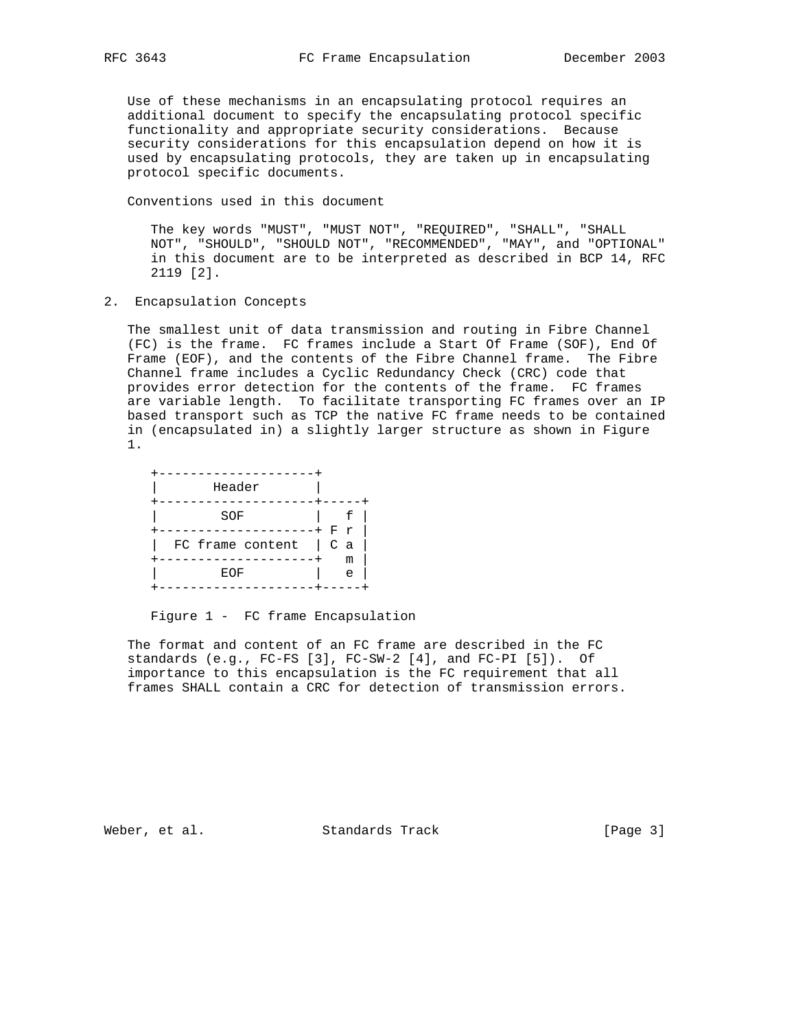Use of these mechanisms in an encapsulating protocol requires an additional document to specify the encapsulating protocol specific functionality and appropriate security considerations. Because security considerations for this encapsulation depend on how it is used by encapsulating protocols, they are taken up in encapsulating protocol specific documents.

Conventions used in this document

The key words "MUST", "MUST NOT", "REQUIRED", "SHALL", "SHALL NOT", "SHOULD", "SHOULD NOT", "RECOMMENDED", "MAY", and "OPTIONAL" in this document are to be interpreted as described in BCP 14, RFC 2119 [2].

## 2. Encapsulation Concepts

The smallest unit of data transmission and routing in Fibre Channel (FC) is the frame. FC frames include a Start Of Frame (SOF), End Of Frame (EOF), and the contents of the Fibre Channel frame. The Fibre Channel frame includes a Cyclic Redundancy Check (CRC) code that provides error detection for the contents of the frame. FC frames are variable length. To facilitate transporting FC frames over an IP based transport such as TCP the native FC frame needs to be contained in (encapsulated in) a slightly larger structure as shown in Figure 1.

```
+--------------------+
|       Header       |
+--------------------+-----+
|        SOF         |   f |
+--------------------+ F r |
|  FC frame content  | C a |
+--------------------+   m |
|        EOF         |   e |
+--------------------+-----+
```

Figure 1 - FC frame Encapsulation

The format and content of an FC frame are described in the FC standards (e.g., FC-FS [3], FC-SW-2 [4], and FC-PI [5]). Of importance to this encapsulation is the FC requirement that all frames SHALL contain a CRC for detection of transmission errors.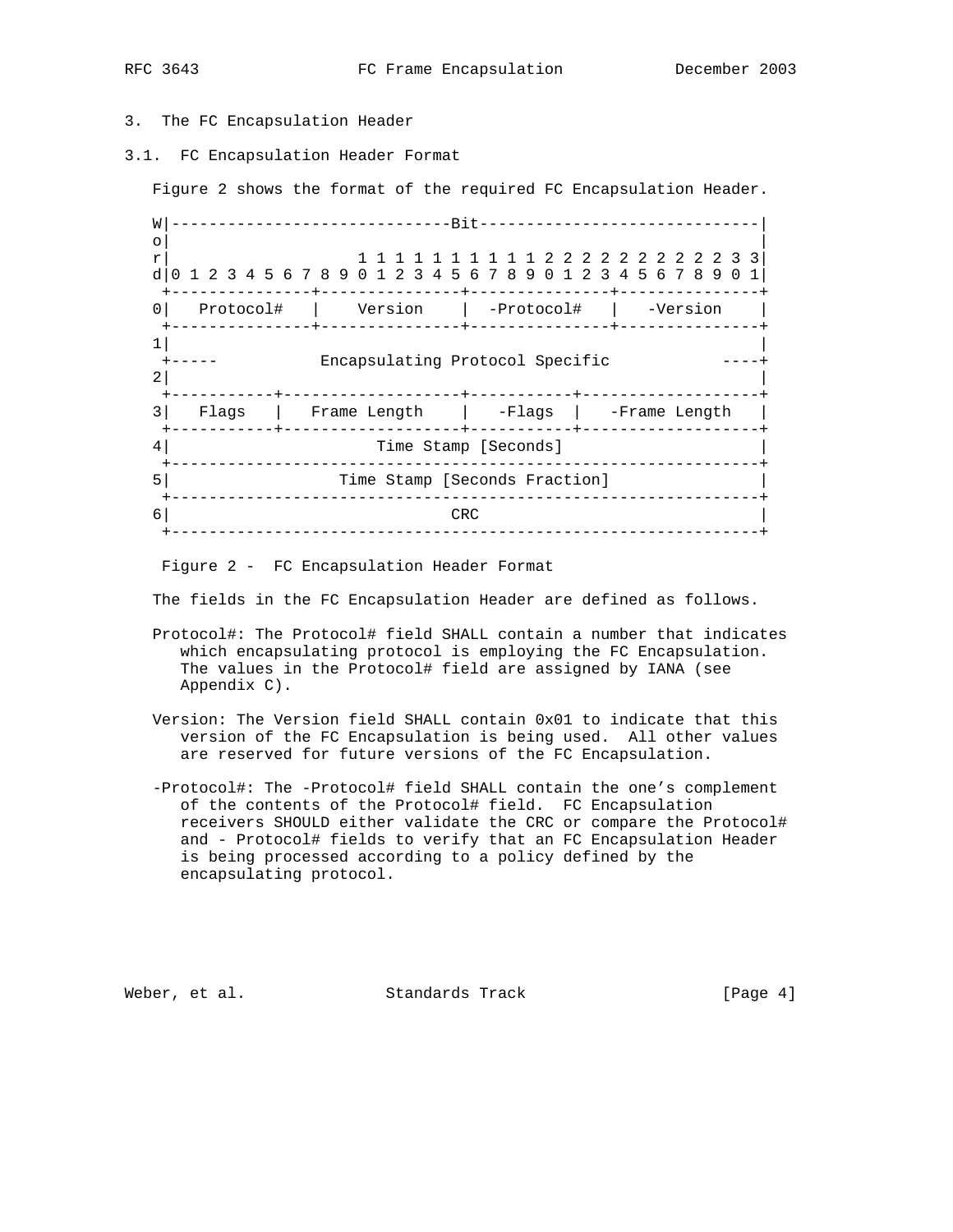## 3. The FC Encapsulation Header

### 3.1. FC Encapsulation Header Format

Figure 2 shows the format of the required FC Encapsulation Header.

```
W|------------------------------Bit------------------------------|
o|                                                               |
r|                    1 1 1 1 1 1 1 1 1 1 2 2 2 2 2 2 2 2 2 2 3 3|
d|0 1 2 3 4 5 6 7 8 9 0 1 2 3 4 5 6 7 8 9 0 1 2 3 4 5 6 7 8 9 0 1|
 +---------------+---------------+---------------+---------------+
0|   Protocol#   |    Version    |  -Protocol#   |   -Version    |
 +---------------+---------------+---------------+---------------+
1|                                                               |
 +-----           Encapsulating Protocol Specific           ----+
2|                                                               |
 +-----------+-------------------+-----------+-------------------+
3|   Flags   |   Frame Length    |   -Flags  |   -Frame Length   |
 +-----------+-------------------+-----------+-------------------+
4|                      Time Stamp [Seconds]                     |
 +---------------------------------------------------------------+
5|                  Time Stamp [Seconds Fraction]                |
 +---------------------------------------------------------------+
6|                              CRC                              |
 +---------------------------------------------------------------+
```

Figure 2 - FC Encapsulation Header Format

The fields in the FC Encapsulation Header are defined as follows.

Protocol#: The Protocol# field SHALL contain a number that indicates which encapsulating protocol is employing the FC Encapsulation. The values in the Protocol# field are assigned by IANA (see Appendix C).

Version: The Version field SHALL contain 0x01 to indicate that this version of the FC Encapsulation is being used. All other values are reserved for future versions of the FC Encapsulation.

-Protocol#: The -Protocol# field SHALL contain the one's complement of the contents of the Protocol# field. FC Encapsulation receivers SHOULD either validate the CRC or compare the Protocol# and - Protocol# fields to verify that an FC Encapsulation Header is being processed according to a policy defined by the encapsulating protocol.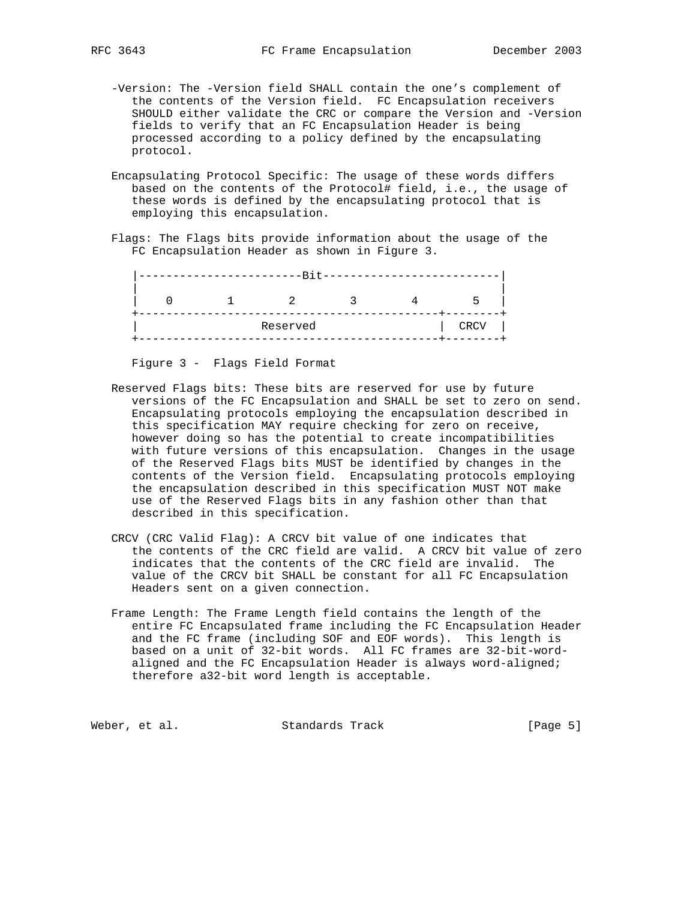-Version: The -Version field SHALL contain the one's complement of the contents of the Version field. FC Encapsulation receivers SHOULD either validate the CRC or compare the Version and -Version fields to verify that an FC Encapsulation Header is being processed according to a policy defined by the encapsulating protocol.

Encapsulating Protocol Specific: The usage of these words differs based on the contents of the Protocol# field, i.e., the usage of these words is defined by the encapsulating protocol that is employing this encapsulation.

Flags: The Flags bits provide information about the usage of the FC Encapsulation Header as shown in Figure 3.

```
|------------------------Bit-------------------------|
|                                                    |
|   0        1        2        3        4        5   |
+-------------------------------------------+--------+
|                 Reserved                  |  CRCV  |
+-------------------------------------------+--------+
```

Figure 3 - Flags Field Format

Reserved Flags bits: These bits are reserved for use by future versions of the FC Encapsulation and SHALL be set to zero on send. Encapsulating protocols employing the encapsulation described in this specification MAY require checking for zero on receive, however doing so has the potential to create incompatibilities with future versions of this encapsulation. Changes in the usage of the Reserved Flags bits MUST be identified by changes in the contents of the Version field. Encapsulating protocols employing the encapsulation described in this specification MUST NOT make use of the Reserved Flags bits in any fashion other than that described in this specification.

CRCV (CRC Valid Flag): A CRCV bit value of one indicates that the contents of the CRC field are valid. A CRCV bit value of zero indicates that the contents of the CRC field are invalid. The value of the CRCV bit SHALL be constant for all FC Encapsulation Headers sent on a given connection.

Frame Length: The Frame Length field contains the length of the entire FC Encapsulated frame including the FC Encapsulation Header and the FC frame (including SOF and EOF words). This length is based on a unit of 32-bit words. All FC frames are 32-bit-word-aligned and the FC Encapsulation Header is always word-aligned; therefore a32-bit word length is acceptable.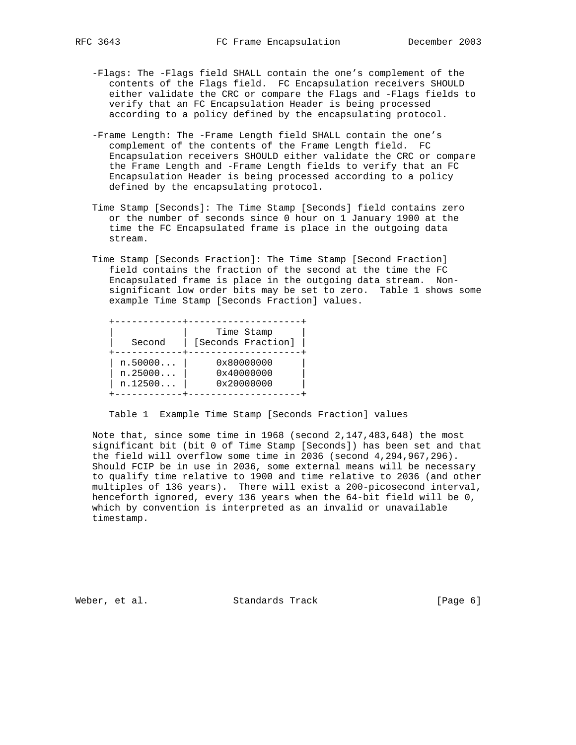-Flags: The -Flags field SHALL contain the one's complement of the contents of the Flags field. FC Encapsulation receivers SHOULD either validate the CRC or compare the Flags and -Flags fields to verify that an FC Encapsulation Header is being processed according to a policy defined by the encapsulating protocol.

-Frame Length: The -Frame Length field SHALL contain the one's complement of the contents of the Frame Length field. FC Encapsulation receivers SHOULD either validate the CRC or compare the Frame Length and -Frame Length fields to verify that an FC Encapsulation Header is being processed according to a policy defined by the encapsulating protocol.

Time Stamp [Seconds]: The Time Stamp [Seconds] field contains zero or the number of seconds since 0 hour on 1 January 1900 at the time the FC Encapsulated frame is place in the outgoing data stream.

Time Stamp [Seconds Fraction]: The Time Stamp [Second Fraction] field contains the fraction of the second at the time the FC Encapsulated frame is place in the outgoing data stream. Non-significant low order bits may be set to zero. Table 1 shows some example Time Stamp [Seconds Fraction] values.

| Second | Time Stamp [Seconds Fraction] |
|---|---|
| n.50000... | 0x80000000 |
| n.25000... | 0x40000000 |
| n.12500... | 0x20000000 |

Table 1 Example Time Stamp [Seconds Fraction] values

Note that, since some time in 1968 (second 2,147,483,648) the most significant bit (bit 0 of Time Stamp [Seconds]) has been set and that the field will overflow some time in 2036 (second 4,294,967,296). Should FCIP be in use in 2036, some external means will be necessary to qualify time relative to 1900 and time relative to 2036 (and other multiples of 136 years). There will exist a 200-picosecond interval, henceforth ignored, every 136 years when the 64-bit field will be 0, which by convention is interpreted as an invalid or unavailable timestamp.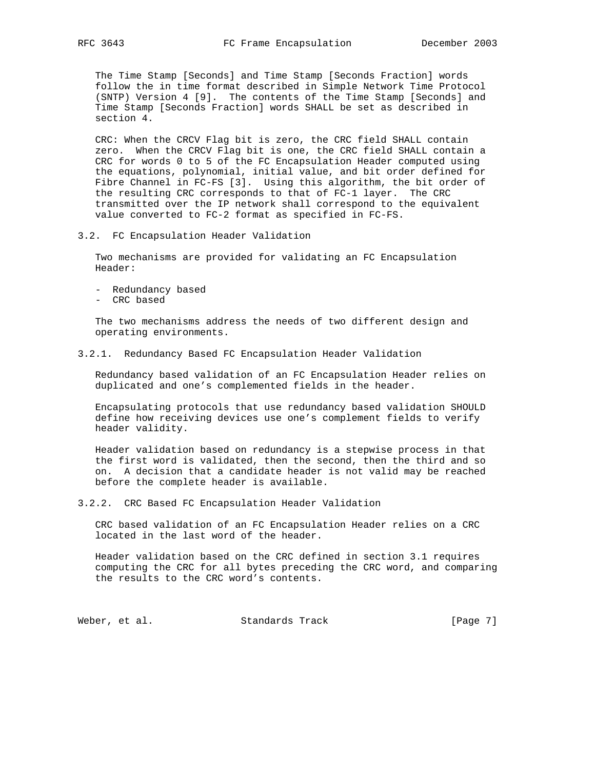The Time Stamp [Seconds] and Time Stamp [Seconds Fraction] words follow the in time format described in Simple Network Time Protocol (SNTP) Version 4 [9]. The contents of the Time Stamp [Seconds] and Time Stamp [Seconds Fraction] words SHALL be set as described in section 4.

CRC: When the CRCV Flag bit is zero, the CRC field SHALL contain zero. When the CRCV Flag bit is one, the CRC field SHALL contain a CRC for words 0 to 5 of the FC Encapsulation Header computed using the equations, polynomial, initial value, and bit order defined for Fibre Channel in FC-FS [3]. Using this algorithm, the bit order of the resulting CRC corresponds to that of FC-1 layer. The CRC transmitted over the IP network shall correspond to the equivalent value converted to FC-2 format as specified in FC-FS.

### 3.2. FC Encapsulation Header Validation

Two mechanisms are provided for validating an FC Encapsulation Header:

- Redundancy based
- CRC based

The two mechanisms address the needs of two different design and operating environments.

#### 3.2.1. Redundancy Based FC Encapsulation Header Validation

Redundancy based validation of an FC Encapsulation Header relies on duplicated and one's complemented fields in the header.

Encapsulating protocols that use redundancy based validation SHOULD define how receiving devices use one's complement fields to verify header validity.

Header validation based on redundancy is a stepwise process in that the first word is validated, then the second, then the third and so on. A decision that a candidate header is not valid may be reached before the complete header is available.

#### 3.2.2. CRC Based FC Encapsulation Header Validation

CRC based validation of an FC Encapsulation Header relies on a CRC located in the last word of the header.

Header validation based on the CRC defined in section 3.1 requires computing the CRC for all bytes preceding the CRC word, and comparing the results to the CRC word's contents.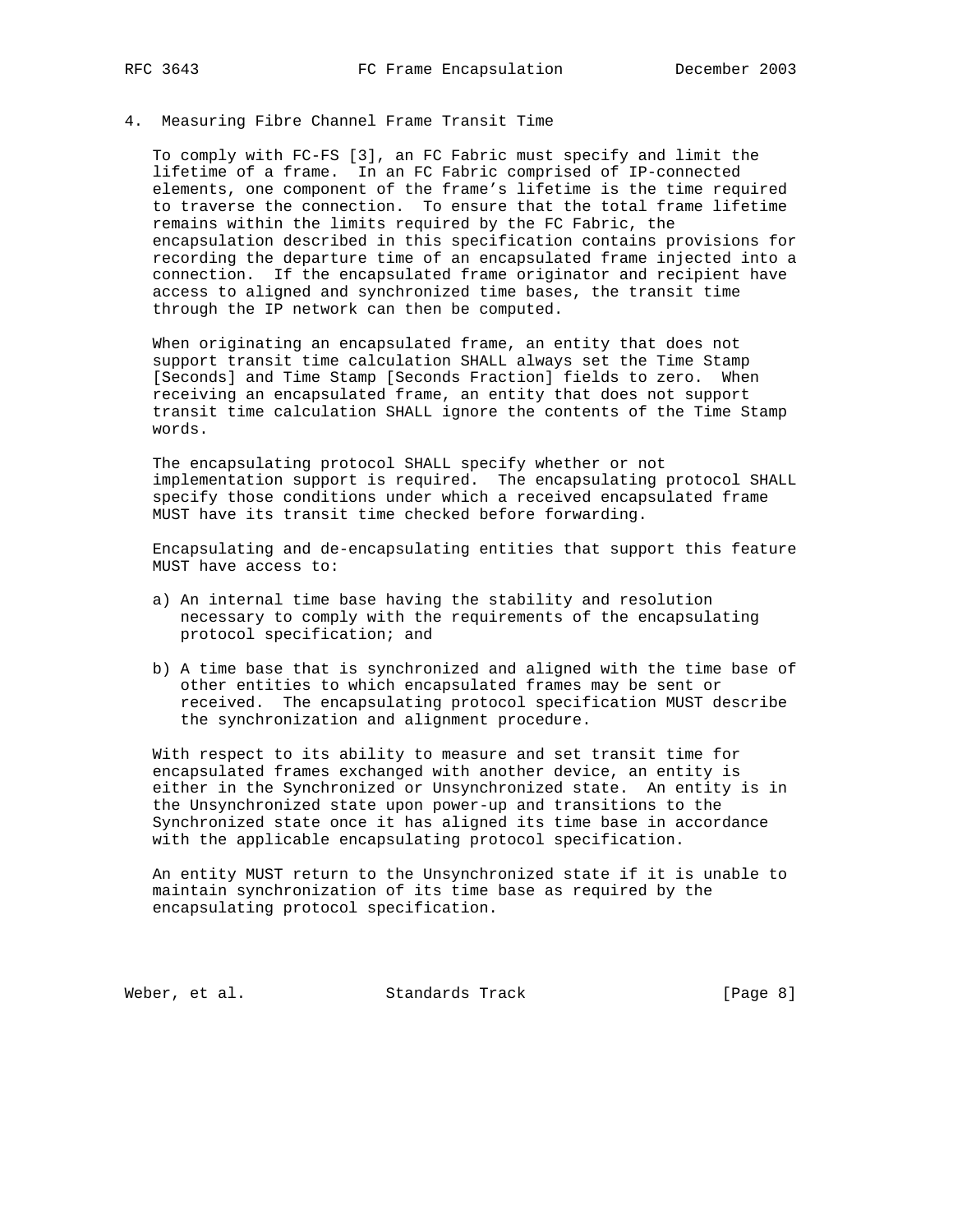## 4. Measuring Fibre Channel Frame Transit Time

To comply with FC-FS [3], an FC Fabric must specify and limit the lifetime of a frame. In an FC Fabric comprised of IP-connected elements, one component of the frame's lifetime is the time required to traverse the connection. To ensure that the total frame lifetime remains within the limits required by the FC Fabric, the encapsulation described in this specification contains provisions for recording the departure time of an encapsulated frame injected into a connection. If the encapsulated frame originator and recipient have access to aligned and synchronized time bases, the transit time through the IP network can then be computed.

When originating an encapsulated frame, an entity that does not support transit time calculation SHALL always set the Time Stamp [Seconds] and Time Stamp [Seconds Fraction] fields to zero. When receiving an encapsulated frame, an entity that does not support transit time calculation SHALL ignore the contents of the Time Stamp words.

The encapsulating protocol SHALL specify whether or not implementation support is required. The encapsulating protocol SHALL specify those conditions under which a received encapsulated frame MUST have its transit time checked before forwarding.

Encapsulating and de-encapsulating entities that support this feature MUST have access to:

a) An internal time base having the stability and resolution necessary to comply with the requirements of the encapsulating protocol specification; and

b) A time base that is synchronized and aligned with the time base of other entities to which encapsulated frames may be sent or received. The encapsulating protocol specification MUST describe the synchronization and alignment procedure.

With respect to its ability to measure and set transit time for encapsulated frames exchanged with another device, an entity is either in the Synchronized or Unsynchronized state. An entity is in the Unsynchronized state upon power-up and transitions to the Synchronized state once it has aligned its time base in accordance with the applicable encapsulating protocol specification.

An entity MUST return to the Unsynchronized state if it is unable to maintain synchronization of its time base as required by the encapsulating protocol specification.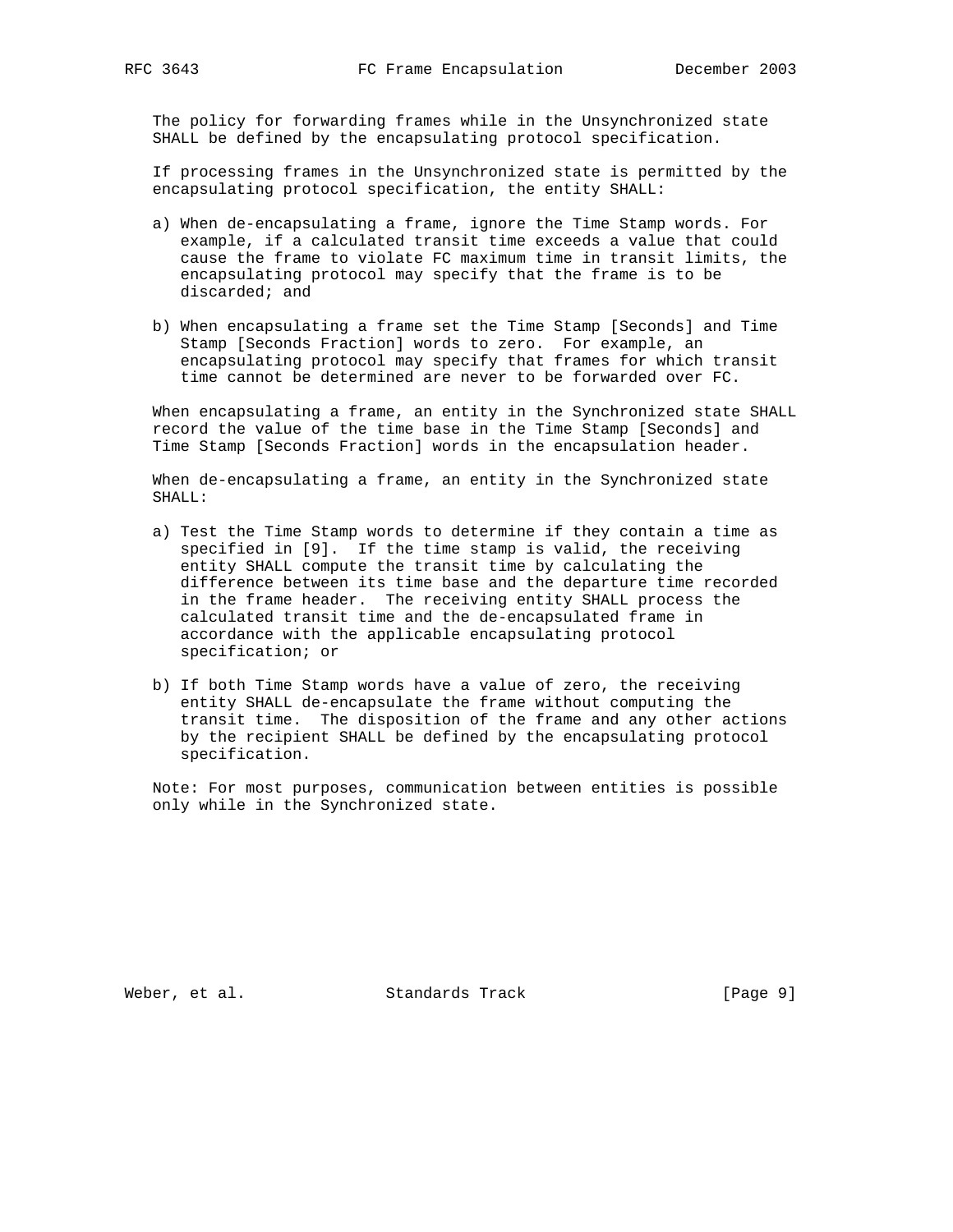The policy for forwarding frames while in the Unsynchronized state SHALL be defined by the encapsulating protocol specification.

If processing frames in the Unsynchronized state is permitted by the encapsulating protocol specification, the entity SHALL:

a) When de-encapsulating a frame, ignore the Time Stamp words. For example, if a calculated transit time exceeds a value that could cause the frame to violate FC maximum time in transit limits, the encapsulating protocol may specify that the frame is to be discarded; and

b) When encapsulating a frame set the Time Stamp [Seconds] and Time Stamp [Seconds Fraction] words to zero. For example, an encapsulating protocol may specify that frames for which transit time cannot be determined are never to be forwarded over FC.

When encapsulating a frame, an entity in the Synchronized state SHALL record the value of the time base in the Time Stamp [Seconds] and Time Stamp [Seconds Fraction] words in the encapsulation header.

When de-encapsulating a frame, an entity in the Synchronized state SHALL:

a) Test the Time Stamp words to determine if they contain a time as specified in [9]. If the time stamp is valid, the receiving entity SHALL compute the transit time by calculating the difference between its time base and the departure time recorded in the frame header. The receiving entity SHALL process the calculated transit time and the de-encapsulated frame in accordance with the applicable encapsulating protocol specification; or

b) If both Time Stamp words have a value of zero, the receiving entity SHALL de-encapsulate the frame without computing the transit time. The disposition of the frame and any other actions by the recipient SHALL be defined by the encapsulating protocol specification.

Note: For most purposes, communication between entities is possible only while in the Synchronized state.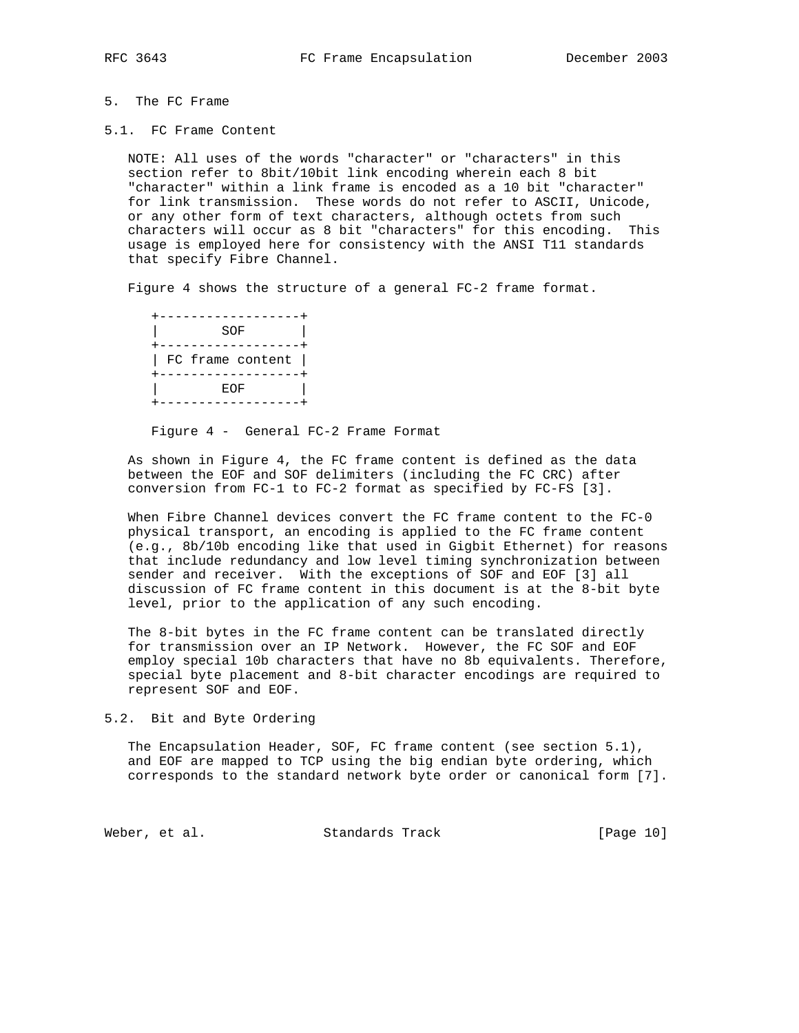# 5. The FC Frame

## 5.1. FC Frame Content

NOTE: All uses of the words "character" or "characters" in this section refer to 8bit/10bit link encoding wherein each 8 bit "character" within a link frame is encoded as a 10 bit "character" for link transmission. These words do not refer to ASCII, Unicode, or any other form of text characters, although octets from such characters will occur as 8 bit "characters" for this encoding. This usage is employed here for consistency with the ANSI T11 standards that specify Fibre Channel.

Figure 4 shows the structure of a general FC-2 frame format.

```
+------------------+
|        SOF       |
+------------------+
| FC frame content |
+------------------+
|        EOF       |
+------------------+
```

Figure 4 - General FC-2 Frame Format

As shown in Figure 4, the FC frame content is defined as the data between the EOF and SOF delimiters (including the FC CRC) after conversion from FC-1 to FC-2 format as specified by FC-FS [3].

When Fibre Channel devices convert the FC frame content to the FC-0 physical transport, an encoding is applied to the FC frame content (e.g., 8b/10b encoding like that used in Gigbit Ethernet) for reasons that include redundancy and low level timing synchronization between sender and receiver. With the exceptions of SOF and EOF [3] all discussion of FC frame content in this document is at the 8-bit byte level, prior to the application of any such encoding.

The 8-bit bytes in the FC frame content can be translated directly for transmission over an IP Network. However, the FC SOF and EOF employ special 10b characters that have no 8b equivalents. Therefore, special byte placement and 8-bit character encodings are required to represent SOF and EOF.

## 5.2. Bit and Byte Ordering

The Encapsulation Header, SOF, FC frame content (see section 5.1), and EOF are mapped to TCP using the big endian byte ordering, which corresponds to the standard network byte order or canonical form [7].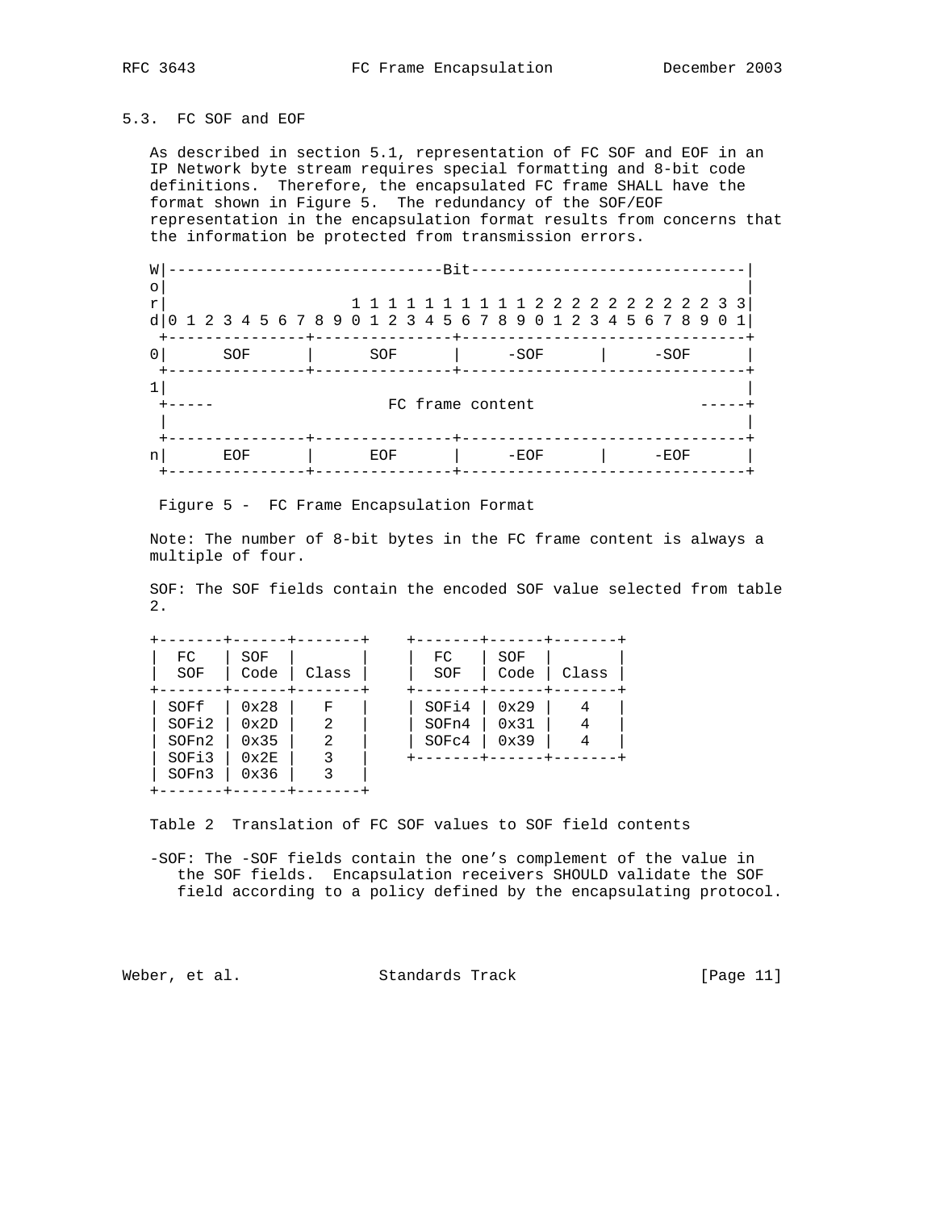### 5.3. FC SOF and EOF

As described in section 5.1, representation of FC SOF and EOF in an IP Network byte stream requires special formatting and 8-bit code definitions. Therefore, the encapsulated FC frame SHALL have the format shown in Figure 5. The redundancy of the SOF/EOF representation in the encapsulation format results from concerns that the information be protected from transmission errors.

```
W|------------------------------Bit------------------------------|
o|                                                               |
r|                    1 1 1 1 1 1 1 1 1 1 2 2 2 2 2 2 2 2 2 2 3 3|
d|0 1 2 3 4 5 6 7 8 9 0 1 2 3 4 5 6 7 8 9 0 1 2 3 4 5 6 7 8 9 0 1|
 +---------------+---------------+-------------------------------+
0|      SOF      |      SOF      |     -SOF      |     -SOF      |
 +---------------+---------------+-------------------------------+
1|                                                               |
 +-----                  FC frame content                   -----+
 |                                                               |
 +---------------+---------------+-------------------------------+
n|      EOF      |      EOF      |     -EOF      |     -EOF      |
 +---------------+---------------+-------------------------------+
```

Figure 5 - FC Frame Encapsulation Format

Note: The number of 8-bit bytes in the FC frame content is always a multiple of four.

SOF: The SOF fields contain the encoded SOF value selected from table 2.

| FC SOF | SOF Code | Class |
|---|---|---|
| SOFf | 0x28 | F |
| SOFi2 | 0x2D | 2 |
| SOFn2 | 0x35 | 2 |
| SOFi3 | 0x2E | 3 |
| SOFn3 | 0x36 | 3 |
| SOFi4 | 0x29 | 4 |
| SOFn4 | 0x31 | 4 |
| SOFc4 | 0x39 | 4 |

Table 2 Translation of FC SOF values to SOF field contents

-SOF: The -SOF fields contain the one's complement of the value in the SOF fields. Encapsulation receivers SHOULD validate the SOF field according to a policy defined by the encapsulating protocol.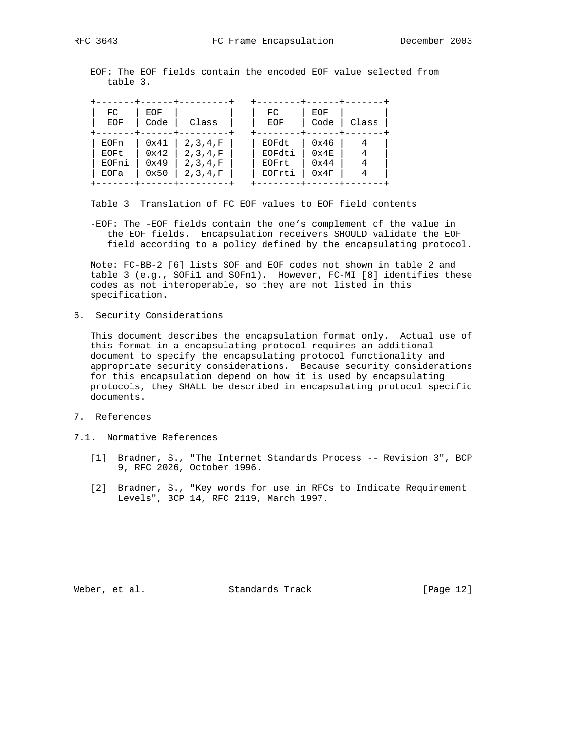EOF: The EOF fields contain the encoded EOF value selected from table 3.

| FC EOF | EOF Code | Class | FC EOF | EOF Code | Class |
|---|---|---|---|---|---|
| EOFn | 0x41 | 2,3,4,F | EOFdt | 0x46 | 4 |
| EOFt | 0x42 | 2,3,4,F | EOFdti | 0x4E | 4 |
| EOFni | 0x49 | 2,3,4,F | EOFrt | 0x44 | 4 |
| EOFa | 0x50 | 2,3,4,F | EOFrti | 0x4F | 4 |

Table 3 Translation of FC EOF values to EOF field contents

-EOF: The -EOF fields contain the one's complement of the value in the EOF fields. Encapsulation receivers SHOULD validate the EOF field according to a policy defined by the encapsulating protocol.

Note: FC-BB-2 [6] lists SOF and EOF codes not shown in table 2 and table 3 (e.g., SOFi1 and SOFn1). However, FC-MI [8] identifies these codes as not interoperable, so they are not listed in this specification.

## 6. Security Considerations

This document describes the encapsulation format only. Actual use of this format in a encapsulating protocol requires an additional document to specify the encapsulating protocol functionality and appropriate security considerations. Because security considerations for this encapsulation depend on how it is used by encapsulating protocols, they SHALL be described in encapsulating protocol specific documents.

## 7. References

### 7.1. Normative References

[1] Bradner, S., "The Internet Standards Process -- Revision 3", BCP 9, RFC 2026, October 1996.

[2] Bradner, S., "Key words for use in RFCs to Indicate Requirement Levels", BCP 14, RFC 2119, March 1997.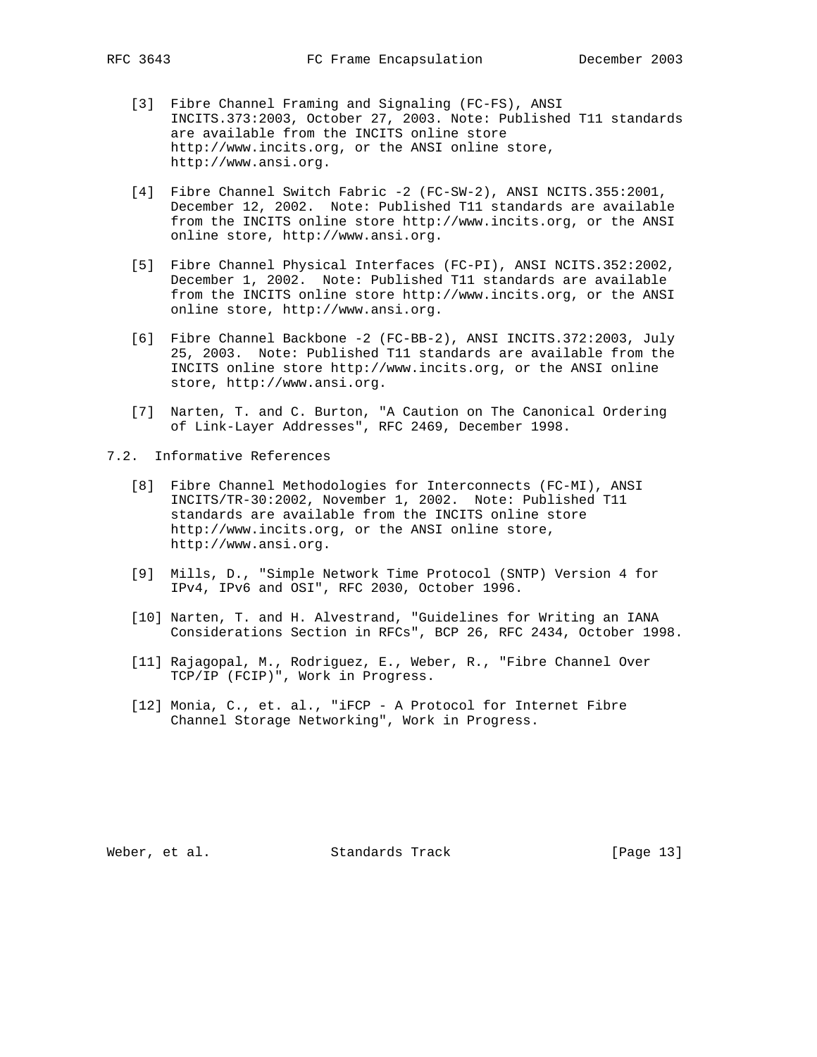[3] Fibre Channel Framing and Signaling (FC-FS), ANSI INCITS.373:2003, October 27, 2003. Note: Published T11 standards are available from the INCITS online store http://www.incits.org, or the ANSI online store, http://www.ansi.org.

[4] Fibre Channel Switch Fabric -2 (FC-SW-2), ANSI NCITS.355:2001, December 12, 2002. Note: Published T11 standards are available from the INCITS online store http://www.incits.org, or the ANSI online store, http://www.ansi.org.

[5] Fibre Channel Physical Interfaces (FC-PI), ANSI NCITS.352:2002, December 1, 2002. Note: Published T11 standards are available from the INCITS online store http://www.incits.org, or the ANSI online store, http://www.ansi.org.

[6] Fibre Channel Backbone -2 (FC-BB-2), ANSI INCITS.372:2003, July 25, 2003. Note: Published T11 standards are available from the INCITS online store http://www.incits.org, or the ANSI online store, http://www.ansi.org.

[7] Narten, T. and C. Burton, "A Caution on The Canonical Ordering of Link-Layer Addresses", RFC 2469, December 1998.

## 7.2. Informative References

[8] Fibre Channel Methodologies for Interconnects (FC-MI), ANSI INCITS/TR-30:2002, November 1, 2002. Note: Published T11 standards are available from the INCITS online store http://www.incits.org, or the ANSI online store, http://www.ansi.org.

[9] Mills, D., "Simple Network Time Protocol (SNTP) Version 4 for IPv4, IPv6 and OSI", RFC 2030, October 1996.

[10] Narten, T. and H. Alvestrand, "Guidelines for Writing an IANA Considerations Section in RFCs", BCP 26, RFC 2434, October 1998.

[11] Rajagopal, M., Rodriguez, E., Weber, R., "Fibre Channel Over TCP/IP (FCIP)", Work in Progress.

[12] Monia, C., et. al., "iFCP - A Protocol for Internet Fibre Channel Storage Networking", Work in Progress.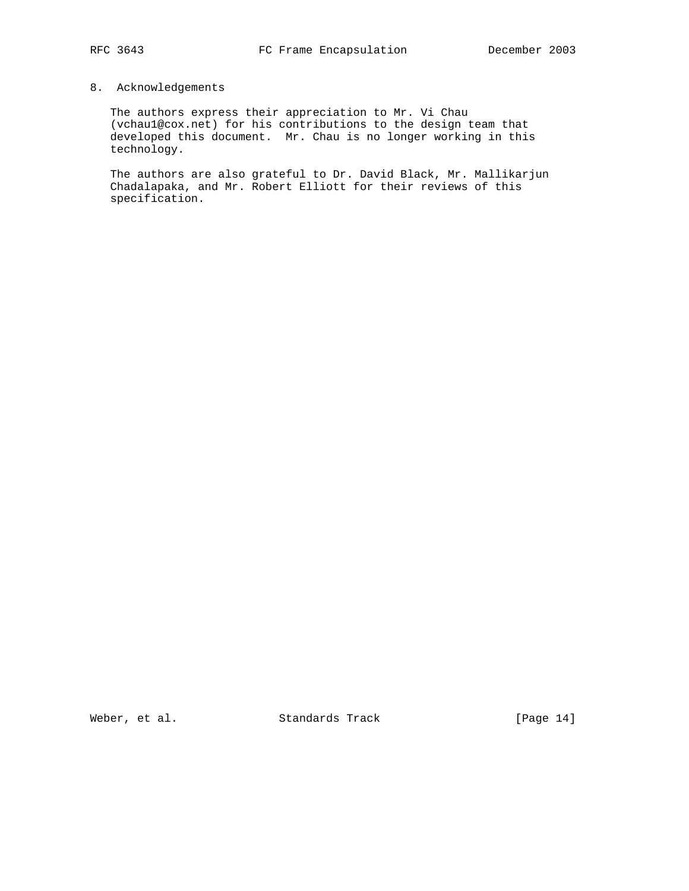## 8. Acknowledgements

The authors express their appreciation to Mr. Vi Chau (vchau1@cox.net) for his contributions to the design team that developed this document. Mr. Chau is no longer working in this technology.

The authors are also grateful to Dr. David Black, Mr. Mallikarjun Chadalapaka, and Mr. Robert Elliott for their reviews of this specification.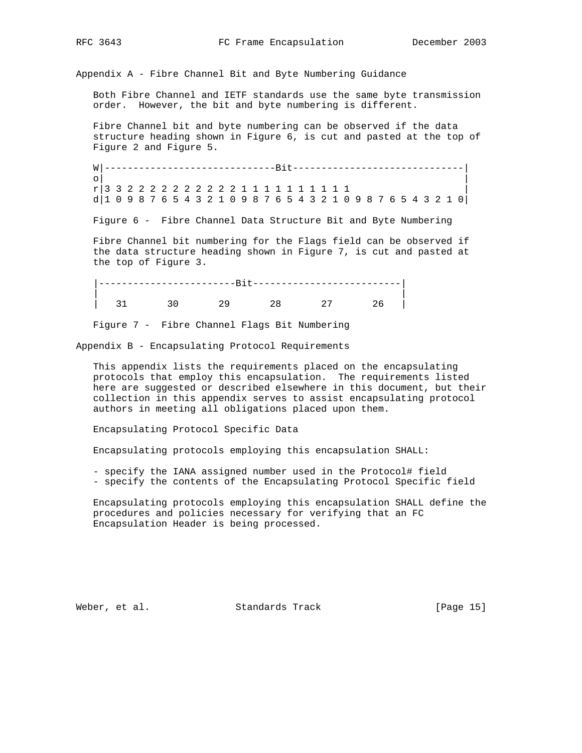## Appendix A - Fibre Channel Bit and Byte Numbering Guidance

Both Fibre Channel and IETF standards use the same byte transmission order. However, the bit and byte numbering is different.

Fibre Channel bit and byte numbering can be observed if the data structure heading shown in Figure 6, is cut and pasted at the top of Figure 2 and Figure 5.

```
W|------------------------------Bit------------------------------|
o|                                                               |
r|3 3 2 2 2 2 2 2 2 2 2 2 1 1 1 1 1 1 1 1 1 1                    |
d|1 0 9 8 7 6 5 4 3 2 1 0 9 8 7 6 5 4 3 2 1 0 9 8 7 6 5 4 3 2 1 0|
```

Figure 6 - Fibre Channel Data Structure Bit and Byte Numbering

Fibre Channel bit numbering for the Flags field can be observed if the data structure heading shown in Figure 7, is cut and pasted at the top of Figure 3.

```
|------------------------Bit--------------------------|
|                                                     |
|   31       30       29       28       27       26   |
```

Figure 7 - Fibre Channel Flags Bit Numbering

## Appendix B - Encapsulating Protocol Requirements

This appendix lists the requirements placed on the encapsulating protocols that employ this encapsulation. The requirements listed here are suggested or described elsewhere in this document, but their collection in this appendix serves to assist encapsulating protocol authors in meeting all obligations placed upon them.

Encapsulating Protocol Specific Data

Encapsulating protocols employing this encapsulation SHALL:

- specify the IANA assigned number used in the Protocol# field
- specify the contents of the Encapsulating Protocol Specific field

Encapsulating protocols employing this encapsulation SHALL define the procedures and policies necessary for verifying that an FC Encapsulation Header is being processed.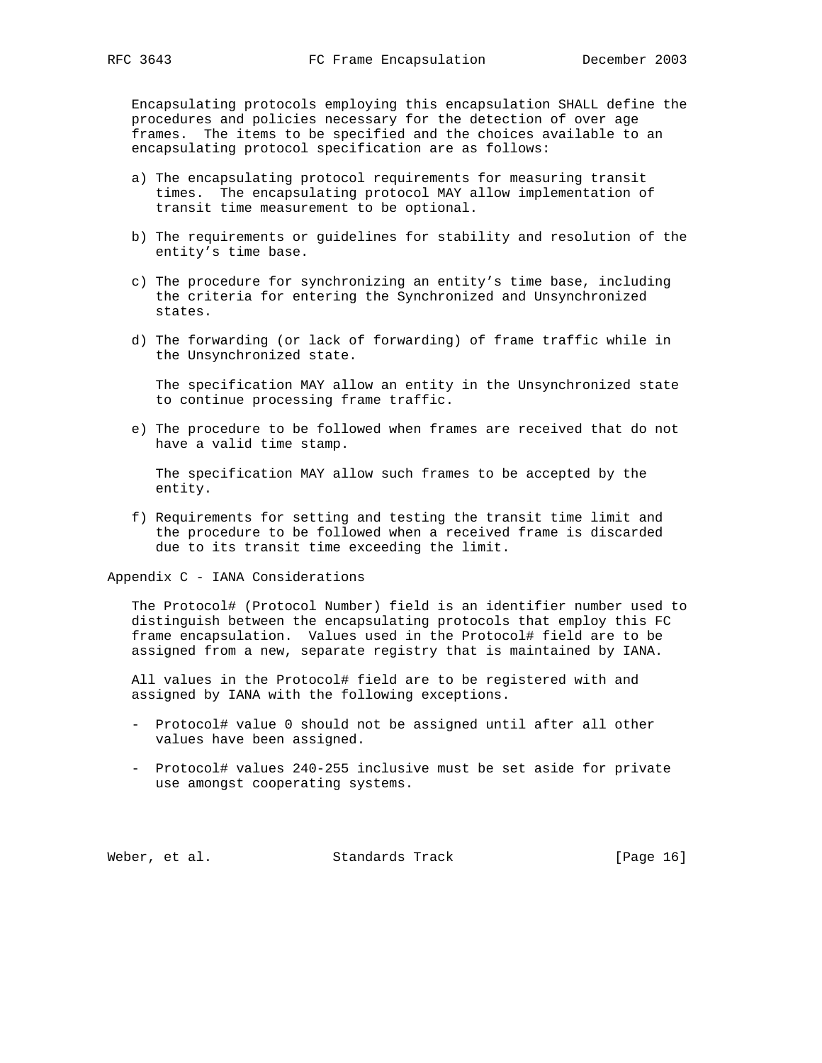Encapsulating protocols employing this encapsulation SHALL define the procedures and policies necessary for the detection of over age frames. The items to be specified and the choices available to an encapsulating protocol specification are as follows:

a) The encapsulating protocol requirements for measuring transit times. The encapsulating protocol MAY allow implementation of transit time measurement to be optional.

b) The requirements or guidelines for stability and resolution of the entity's time base.

c) The procedure for synchronizing an entity's time base, including the criteria for entering the Synchronized and Unsynchronized states.

d) The forwarding (or lack of forwarding) of frame traffic while in the Unsynchronized state.

   The specification MAY allow an entity in the Unsynchronized state to continue processing frame traffic.

e) The procedure to be followed when frames are received that do not have a valid time stamp.

   The specification MAY allow such frames to be accepted by the entity.

f) Requirements for setting and testing the transit time limit and the procedure to be followed when a received frame is discarded due to its transit time exceeding the limit.

## Appendix C - IANA Considerations

The Protocol# (Protocol Number) field is an identifier number used to distinguish between the encapsulating protocols that employ this FC frame encapsulation. Values used in the Protocol# field are to be assigned from a new, separate registry that is maintained by IANA.

All values in the Protocol# field are to be registered with and assigned by IANA with the following exceptions.

- Protocol# value 0 should not be assigned until after all other values have been assigned.

- Protocol# values 240-255 inclusive must be set aside for private use amongst cooperating systems.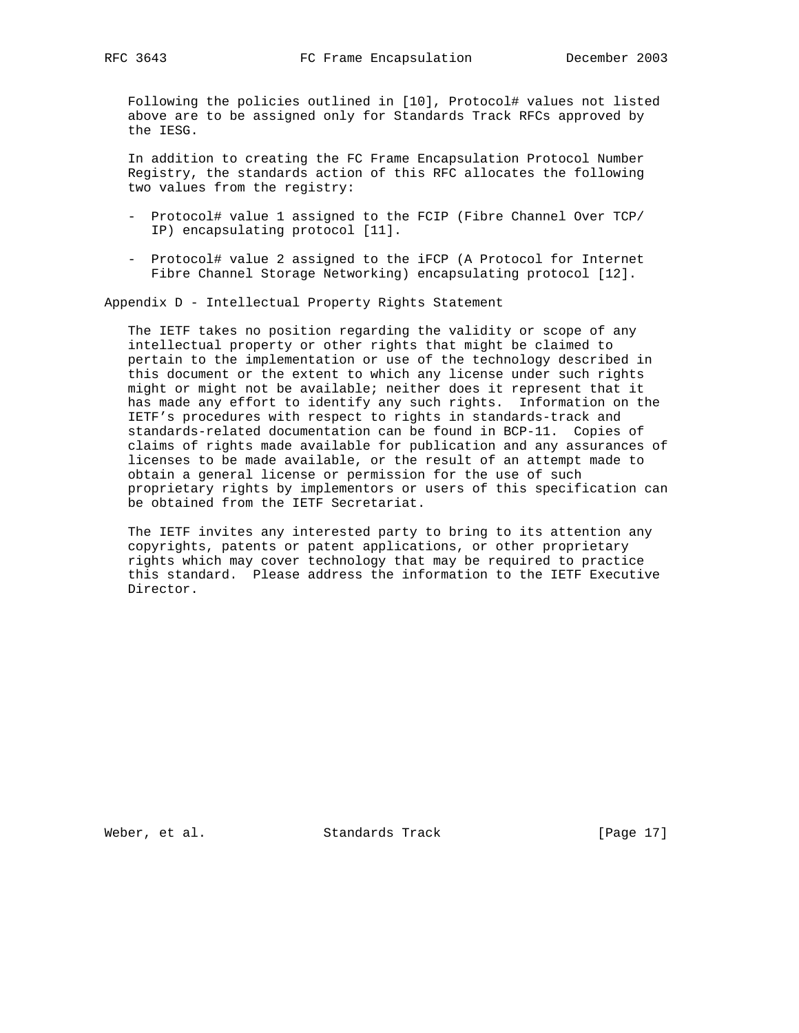Following the policies outlined in [10], Protocol# values not listed above are to be assigned only for Standards Track RFCs approved by the IESG.

In addition to creating the FC Frame Encapsulation Protocol Number Registry, the standards action of this RFC allocates the following two values from the registry:

- Protocol# value 1 assigned to the FCIP (Fibre Channel Over TCP/IP) encapsulating protocol [11].
- Protocol# value 2 assigned to the iFCP (A Protocol for Internet Fibre Channel Storage Networking) encapsulating protocol [12].

## Appendix D - Intellectual Property Rights Statement

The IETF takes no position regarding the validity or scope of any intellectual property or other rights that might be claimed to pertain to the implementation or use of the technology described in this document or the extent to which any license under such rights might or might not be available; neither does it represent that it has made any effort to identify any such rights. Information on the IETF's procedures with respect to rights in standards-track and standards-related documentation can be found in BCP-11. Copies of claims of rights made available for publication and any assurances of licenses to be made available, or the result of an attempt made to obtain a general license or permission for the use of such proprietary rights by implementors or users of this specification can be obtained from the IETF Secretariat.

The IETF invites any interested party to bring to its attention any copyrights, patents or patent applications, or other proprietary rights which may cover technology that may be required to practice this standard. Please address the information to the IETF Executive Director.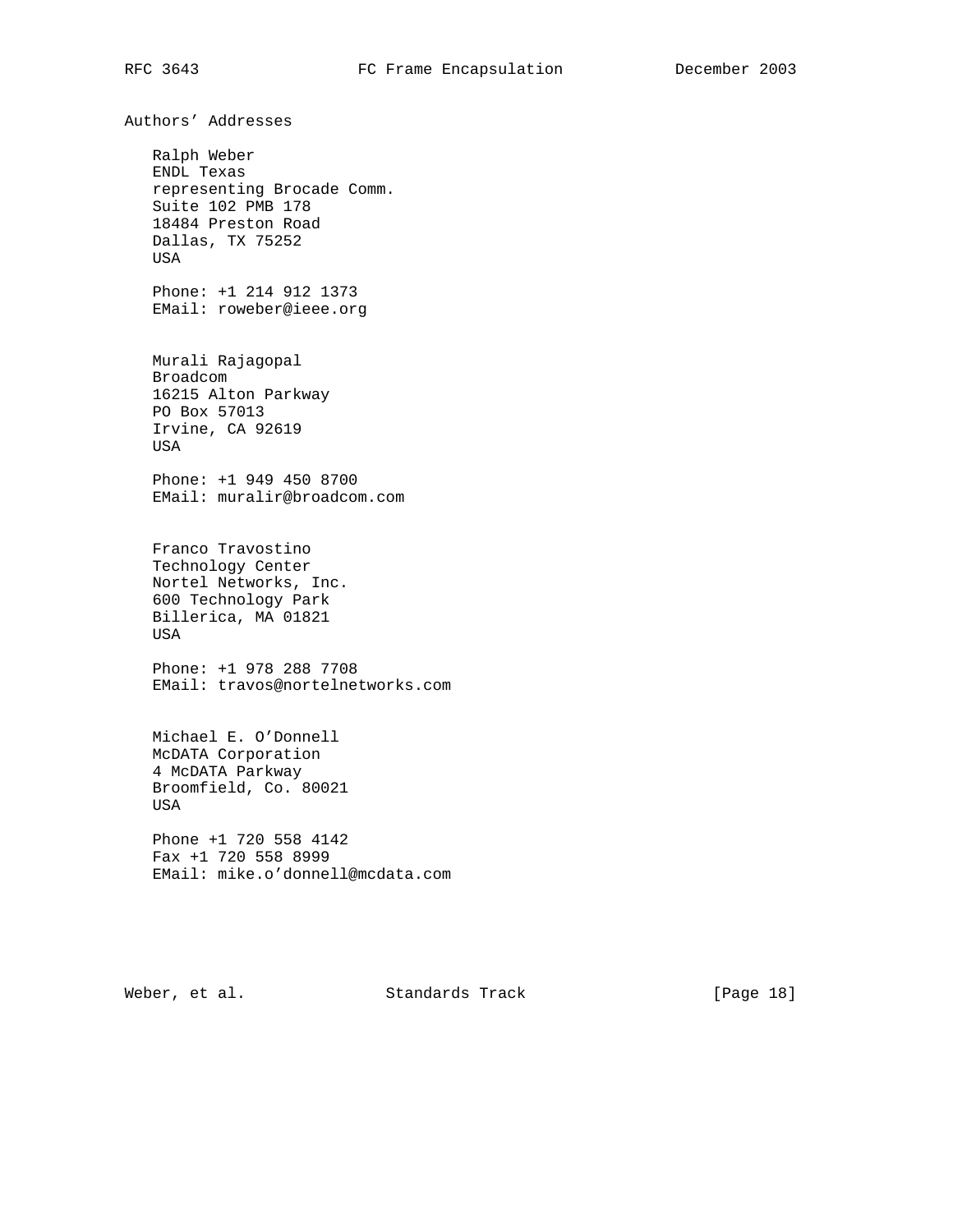## Authors' Addresses

Ralph Weber
ENDL Texas
representing Brocade Comm.
Suite 102 PMB 178
18484 Preston Road
Dallas, TX 75252
USA

Phone: +1 214 912 1373
EMail: roweber@ieee.org

Murali Rajagopal
Broadcom
16215 Alton Parkway
PO Box 57013
Irvine, CA 92619
USA

Phone: +1 949 450 8700
EMail: muralir@broadcom.com

Franco Travostino
Technology Center
Nortel Networks, Inc.
600 Technology Park
Billerica, MA 01821
USA

Phone: +1 978 288 7708
EMail: travos@nortelnetworks.com

Michael E. O'Donnell
McDATA Corporation
4 McDATA Parkway
Broomfield, Co. 80021
USA

Phone +1 720 558 4142
Fax +1 720 558 8999
EMail: mike.o'donnell@mcdata.com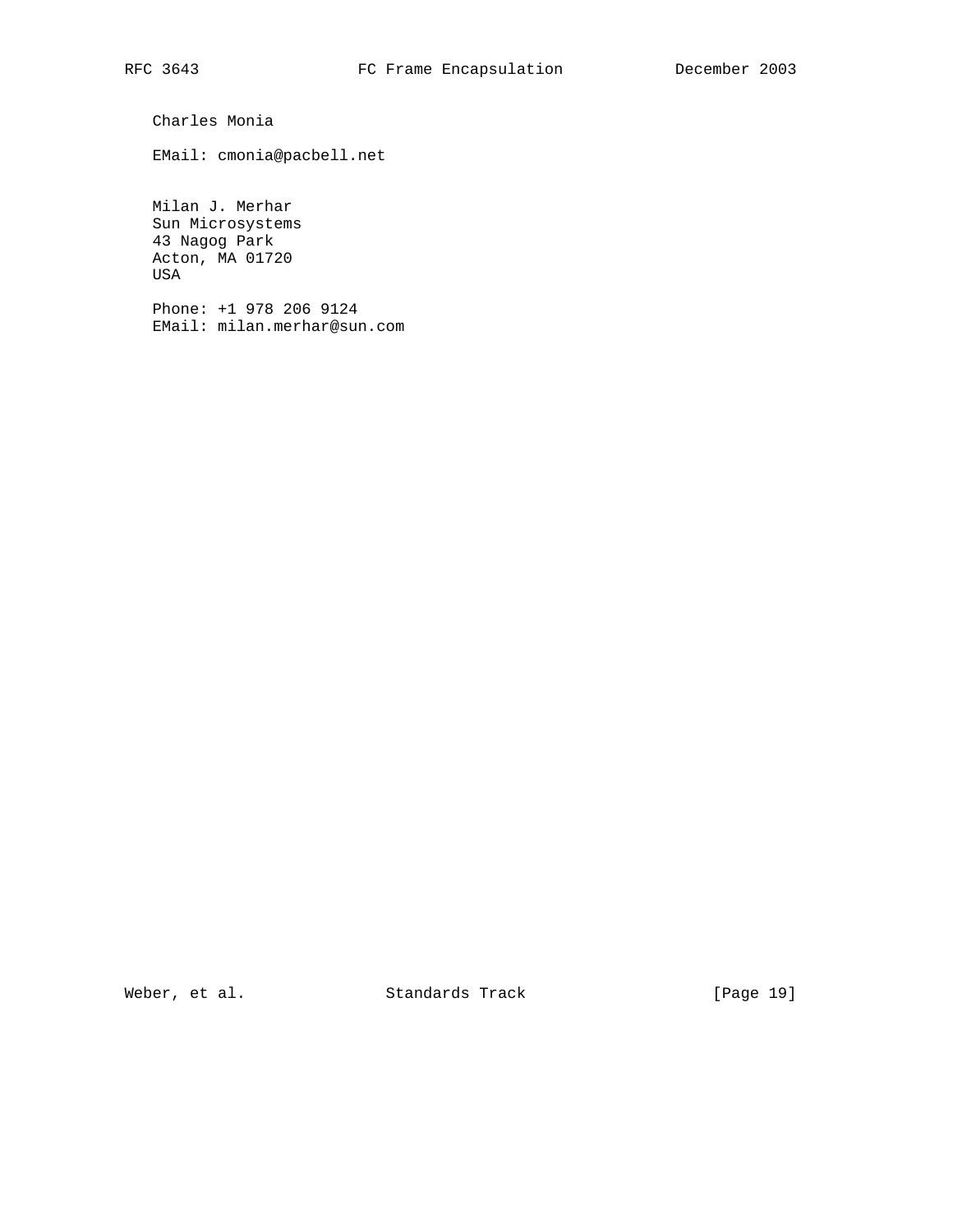Charles Monia

EMail: cmonia@pacbell.net

Milan J. Merhar
Sun Microsystems
43 Nagog Park
Acton, MA 01720
USA

Phone: +1 978 206 9124
EMail: milan.merhar@sun.com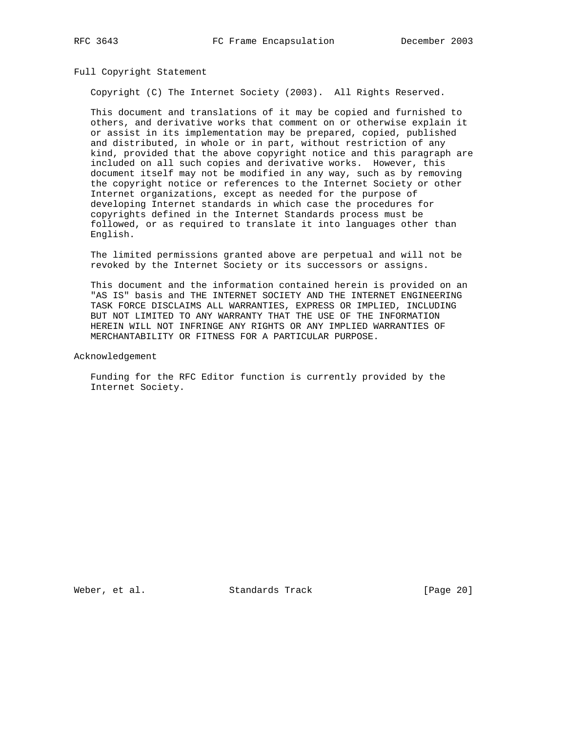## Full Copyright Statement

Copyright (C) The Internet Society (2003). All Rights Reserved.

This document and translations of it may be copied and furnished to others, and derivative works that comment on or otherwise explain it or assist in its implementation may be prepared, copied, published and distributed, in whole or in part, without restriction of any kind, provided that the above copyright notice and this paragraph are included on all such copies and derivative works. However, this document itself may not be modified in any way, such as by removing the copyright notice or references to the Internet Society or other Internet organizations, except as needed for the purpose of developing Internet standards in which case the procedures for copyrights defined in the Internet Standards process must be followed, or as required to translate it into languages other than English.

The limited permissions granted above are perpetual and will not be revoked by the Internet Society or its successors or assigns.

This document and the information contained herein is provided on an "AS IS" basis and THE INTERNET SOCIETY AND THE INTERNET ENGINEERING TASK FORCE DISCLAIMS ALL WARRANTIES, EXPRESS OR IMPLIED, INCLUDING BUT NOT LIMITED TO ANY WARRANTY THAT THE USE OF THE INFORMATION HEREIN WILL NOT INFRINGE ANY RIGHTS OR ANY IMPLIED WARRANTIES OF MERCHANTABILITY OR FITNESS FOR A PARTICULAR PURPOSE.

## Acknowledgement

Funding for the RFC Editor function is currently provided by the Internet Society.